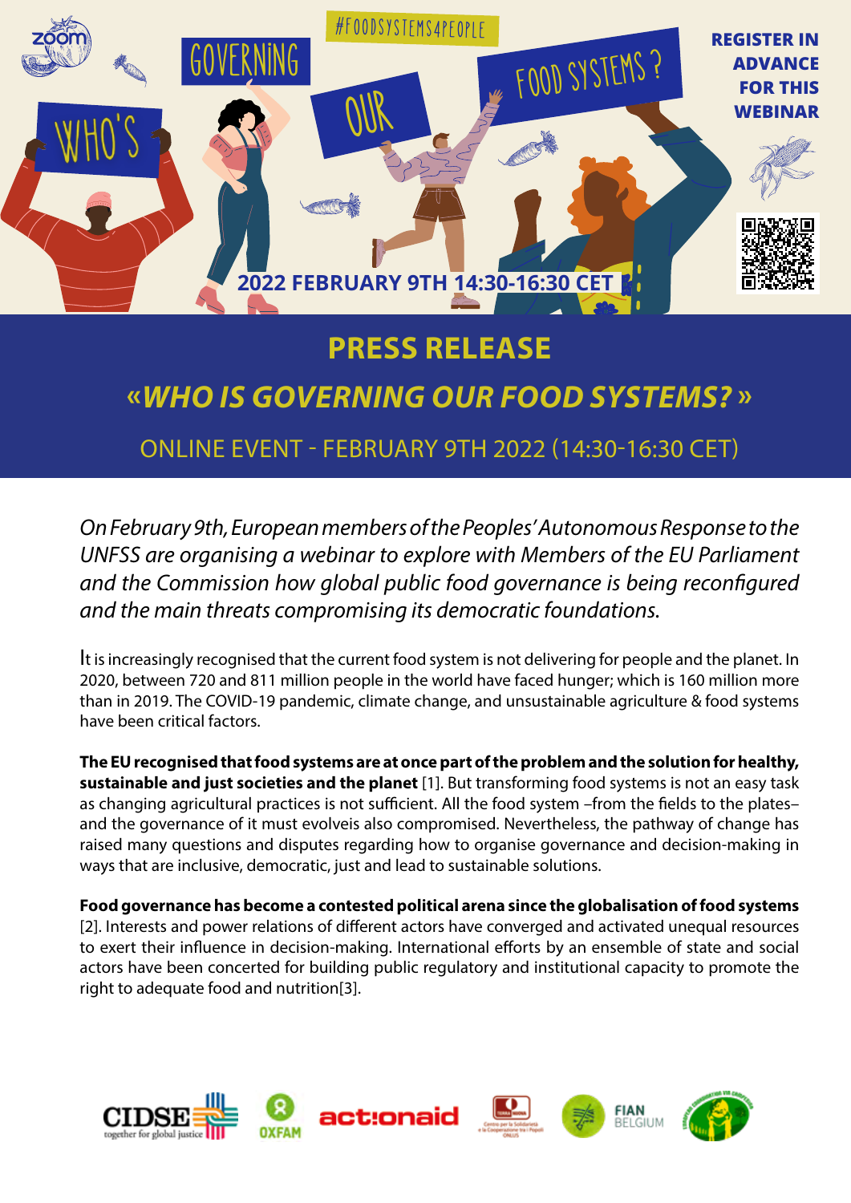#FOODSYSTEMS4PEOPLE

WHO'S GOVERNING OUR FOOD SYSTEMS?

REGISTER IN ADVANCE FOR THIS WEBINAR

2022 FEBRUARY 9TH 14:30-16:30 CET

# PRESS RELEASE

## «*WHO IS GOVERNING OUR FOOD SYSTEMS?*»

### ONLINE EVENT - FEBRUARY 9TH 2022 (14:30-16:30 CET)

*On February 9th, European members of the Peoples' Autonomous Response to the UNFSS are organising a webinar to explore with Members of the EU Parliament and the Commission how global public food governance is being reconfigured and the main threats compromising its democratic foundations.*

It is increasingly recognised that the current food system is not delivering for people and the planet. In 2020, between 720 and 811 million people in the world have faced hunger; which is 160 million more than in 2019. The COVID-19 pandemic, climate change, and unsustainable agriculture & food systems have been critical factors.

**The EU recognised that food systems are at once part of the problem and the solution for healthy, sustainable and just societies and the planet** [1]. But transforming food systems is not an easy task as changing agricultural practices is not sufficient. All the food system –from the fields to the plates– and the governance of it must evolveis also compromised. Nevertheless, the pathway of change has raised many questions and disputes regarding how to organise governance and decision-making in ways that are inclusive, democratic, just and lead to sustainable solutions.

**Food governance has become a contested political arena since the globalisation of food systems** [2]. Interests and power relations of different actors have converged and activated unequal resources to exert their influence in decision-making. International efforts by an ensemble of state and social actors have been concerted for building public regulatory and institutional capacity to promote the right to adequate food and nutrition[3].

CIDSE together for global justice · OXFAM · actionaid · Terra Nuova · FIAN BELGIUM · European Coordination Via Campesina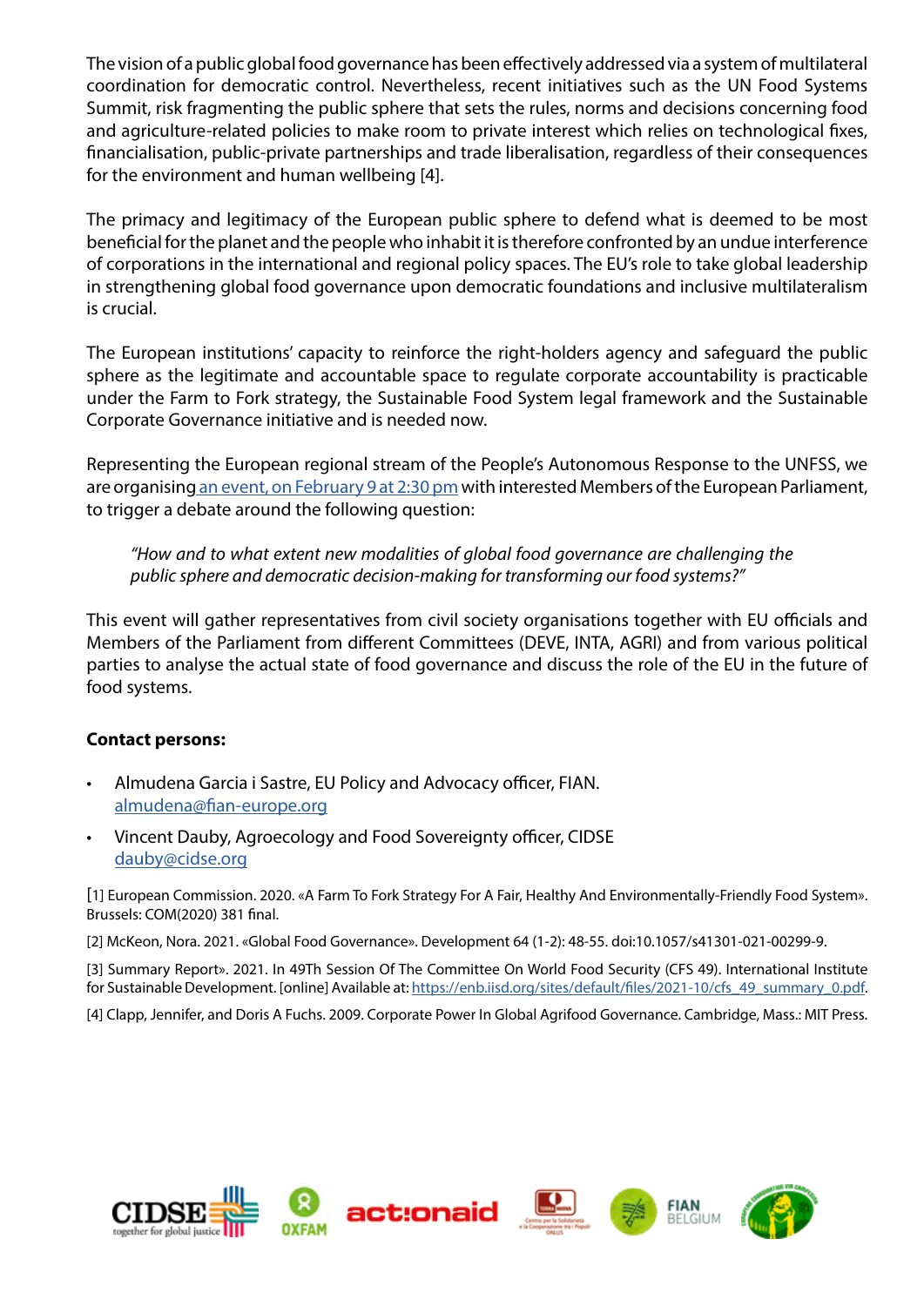The vision of a public global food governance has been effectively addressed via a system of multilateral coordination for democratic control. Nevertheless, recent initiatives such as the UN Food Systems Summit, risk fragmenting the public sphere that sets the rules, norms and decisions concerning food and agriculture-related policies to make room to private interest which relies on technological fixes, financialisation, public-private partnerships and trade liberalisation, regardless of their consequences for the environment and human wellbeing [4].

The primacy and legitimacy of the European public sphere to defend what is deemed to be most beneficial for the planet and the people who inhabit it is therefore confronted by an undue interference of corporations in the international and regional policy spaces. The EU's role to take global leadership in strengthening global food governance upon democratic foundations and inclusive multilateralism is crucial.

The European institutions' capacity to reinforce the right-holders agency and safeguard the public sphere as the legitimate and accountable space to regulate corporate accountability is practicable under the Farm to Fork strategy, the Sustainable Food System legal framework and the Sustainable Corporate Governance initiative and is needed now.

Representing the European regional stream of the People's Autonomous Response to the UNFSS, we are organising an event, on February 9 at 2:30 pm with interested Members of the European Parliament, to trigger a debate around the following question:

> *"How and to what extent new modalities of global food governance are challenging the public sphere and democratic decision-making for transforming our food systems?"*

This event will gather representatives from civil society organisations together with EU officials and Members of the Parliament from different Committees (DEVE, INTA, AGRI) and from various political parties to analyse the actual state of food governance and discuss the role of the EU in the future of food systems.

**Contact persons:**

- Almudena Garcia i Sastre, EU Policy and Advocacy officer, FIAN.
  almudena@fian-europe.org
- Vincent Dauby, Agroecology and Food Sovereignty officer, CIDSE
  dauby@cidse.org

[1] European Commission. 2020. «A Farm To Fork Strategy For A Fair, Healthy And Environmentally-Friendly Food System». Brussels: COM(2020) 381 final.

[2] McKeon, Nora. 2021. «Global Food Governance». Development 64 (1-2): 48-55. doi:10.1057/s41301-021-00299-9.

[3] Summary Report». 2021. In 49Th Session Of The Committee On World Food Security (CFS 49). International Institute for Sustainable Development. [online] Available at: https://enb.iisd.org/sites/default/files/2021-10/cfs_49_summary_0.pdf.

[4] Clapp, Jennifer, and Doris A Fuchs. 2009. Corporate Power In Global Agrifood Governance. Cambridge, Mass.: MIT Press.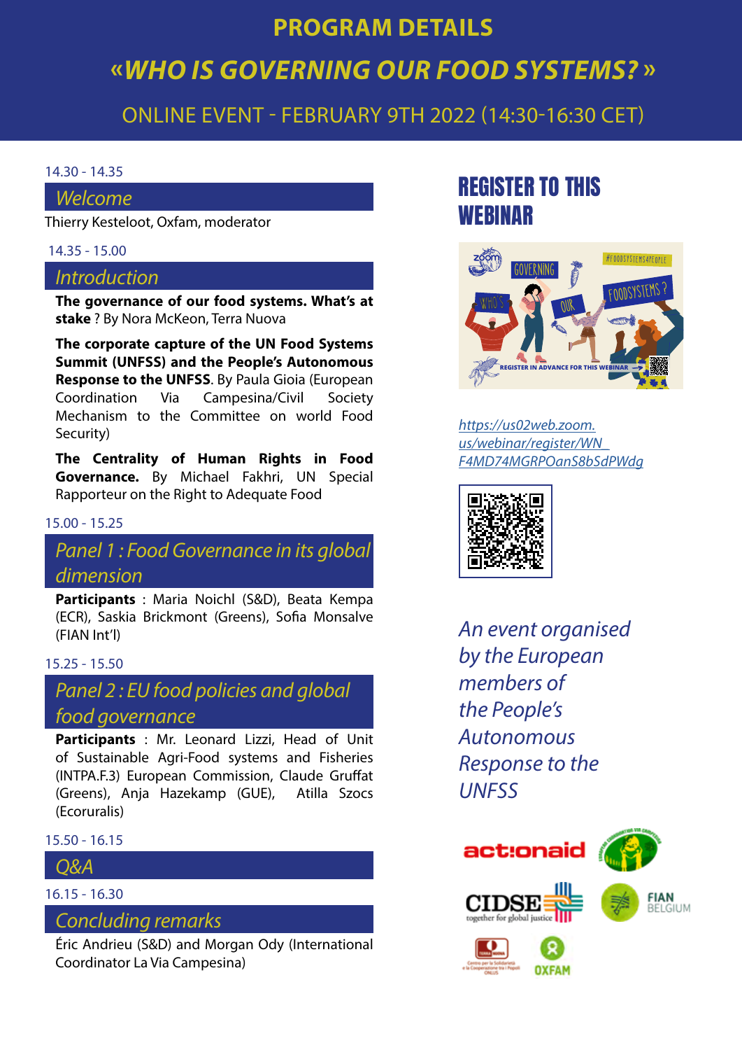# PROGRAM DETAILS

## «*WHO IS GOVERNING OUR FOOD SYSTEMS?*»

### ONLINE EVENT - FEBRUARY 9TH 2022 (14:30-16:30 CET)

14.30 - 14.35

### *Welcome*

Thierry Kesteloot, Oxfam, moderator

14.35 - 15.00

### *Introduction*

**The governance of our food systems. What's at stake** ? By Nora McKeon, Terra Nuova

**The corporate capture of the UN Food Systems Summit (UNFSS) and the People's Autonomous Response to the UNFSS**. By Paula Gioia (European Coordination Via Campesina/Civil Society Mechanism to the Committee on world Food Security)

**The Centrality of Human Rights in Food Governance.** By Michael Fakhri, UN Special Rapporteur on the Right to Adequate Food

15.00 - 15.25

### *Panel 1 : Food Governance in its global dimension*

**Participants** : Maria Noichl (S&D), Beata Kempa (ECR), Saskia Brickmont (Greens), Sofia Monsalve (FIAN Int'l)

15.25 - 15.50

### *Panel 2 : EU food policies and global food governance*

**Participants** : Mr. Leonard Lizzi, Head of Unit of Sustainable Agri-Food systems and Fisheries (INTPA.F.3) European Commission, Claude Gruffat (Greens), Anja Hazekamp (GUE), Atilla Szocs (Ecoruralis)

15.50 - 16.15

### *Q&A*

16.15 - 16.30

### *Concluding remarks*

Éric Andrieu (S&D) and Morgan Ody (International Coordinator La Via Campesina)

## REGISTER TO THIS WEBINAR

REGISTER IN ADVANCE FOR THIS WEBINAR

https://us02web.zoom.us/webinar/register/WN_F4MD74MGRPOanS8bSdPWdg

*An event organised by the European members of the People's Autonomous Response to the UNFSS*

actionaid · European Coordination Via Campesina · CIDSE together for global justice · FIAN BELGIUM · Terra Nuova · OXFAM